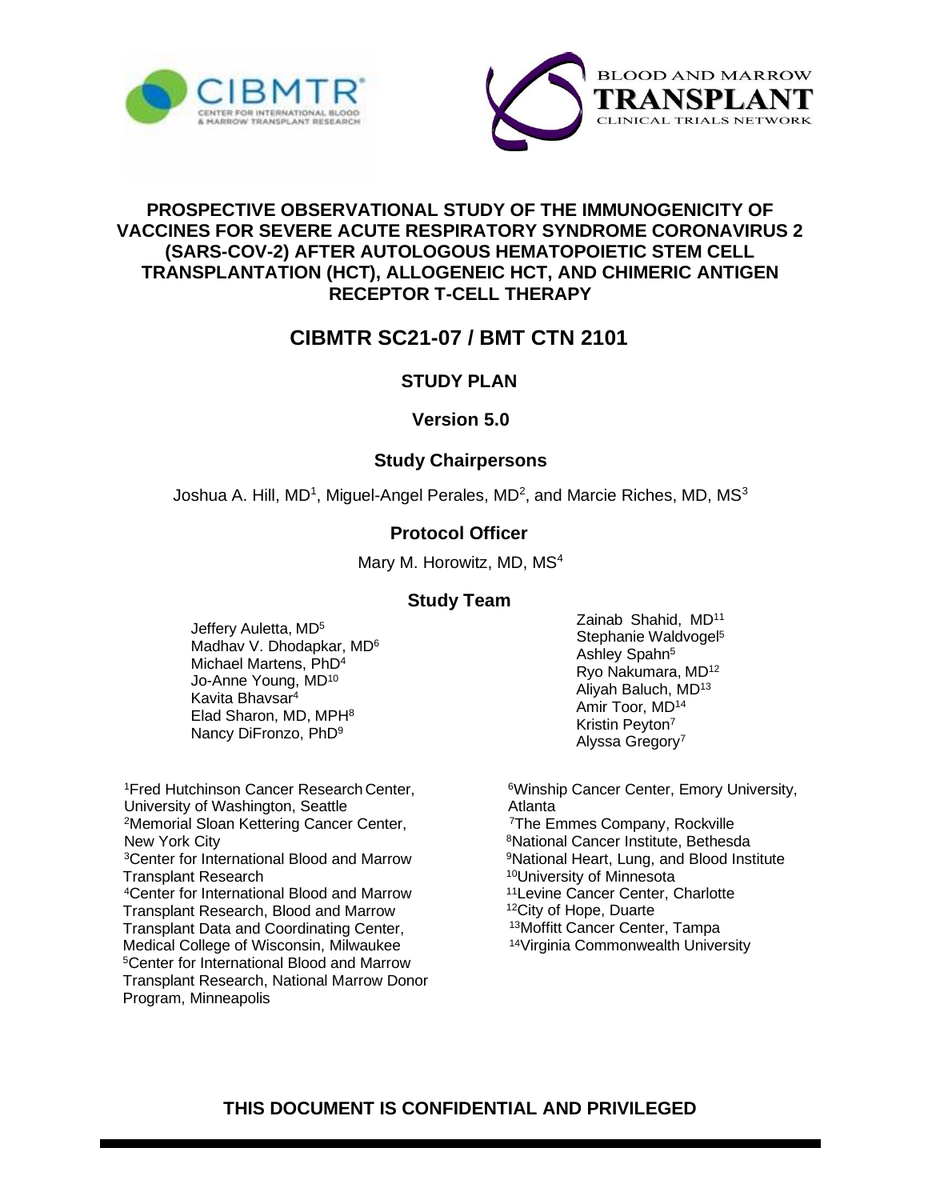# PROSPECTIVE OBSERVATIONAL STUDY OF THE IMMUNOGENICITY OF VACCINES FOR SEVERE ACUTE RESPIRATORY SYNDROME CORONAVIRUS 2 (SARS-COV-2) AFTER AUTOLOGOUS HEMATOPOIETIC STEM CELL TRANSPLANTATION (HCT), ALLOGENEIC HCT, AND CHIMERIC ANTIGEN RECEPTOR T-CELL THERAPY

## CIBMTR SC21-07 / BMT CTN 2101

### STUDY PLAN

### Version 5.0

### Study Chairpersons

Joshua A. Hill, MD[1], Miguel-Angel Perales, MD[2], and Marcie Riches, MD, MS[3]

### Protocol Officer

Mary M. Horowitz, MD, MS[4]

### Study Team

Jeffery Auletta, MD[5]
Madhav V. Dhodapkar, MD[6]
Michael Martens, PhD[4]
Jo-Anne Young, MD[10]
Kavita Bhavsar[4]
Elad Sharon, MD, MPH[8]
Nancy DiFronzo, PhD[9]
Zainab Shahid, MD[11]
Stephanie Waldvogel[5]
Ashley Spahn[5]
Ryo Nakumara, MD[12]
Aliyah Baluch, MD[13]
Amir Toor, MD[14]
Kristin Peyton[7]
Alyssa Gregory[7]

[1]Fred Hutchinson Cancer Research Center, University of Washington, Seattle
[2]Memorial Sloan Kettering Cancer Center, New York City
[3]Center for International Blood and Marrow Transplant Research
[4]Center for International Blood and Marrow Transplant Research, Blood and Marrow Transplant Data and Coordinating Center, Medical College of Wisconsin, Milwaukee
[5]Center for International Blood and Marrow Transplant Research, National Marrow Donor Program, Minneapolis
[6]Winship Cancer Center, Emory University, Atlanta
[7]The Emmes Company, Rockville
[8]National Cancer Institute, Bethesda
[9]National Heart, Lung, and Blood Institute
[10]University of Minnesota
[11]Levine Cancer Center, Charlotte
[12]City of Hope, Duarte
[13]Moffitt Cancer Center, Tampa
[14]Virginia Commonwealth University

**THIS DOCUMENT IS CONFIDENTIAL AND PRIVILEGED**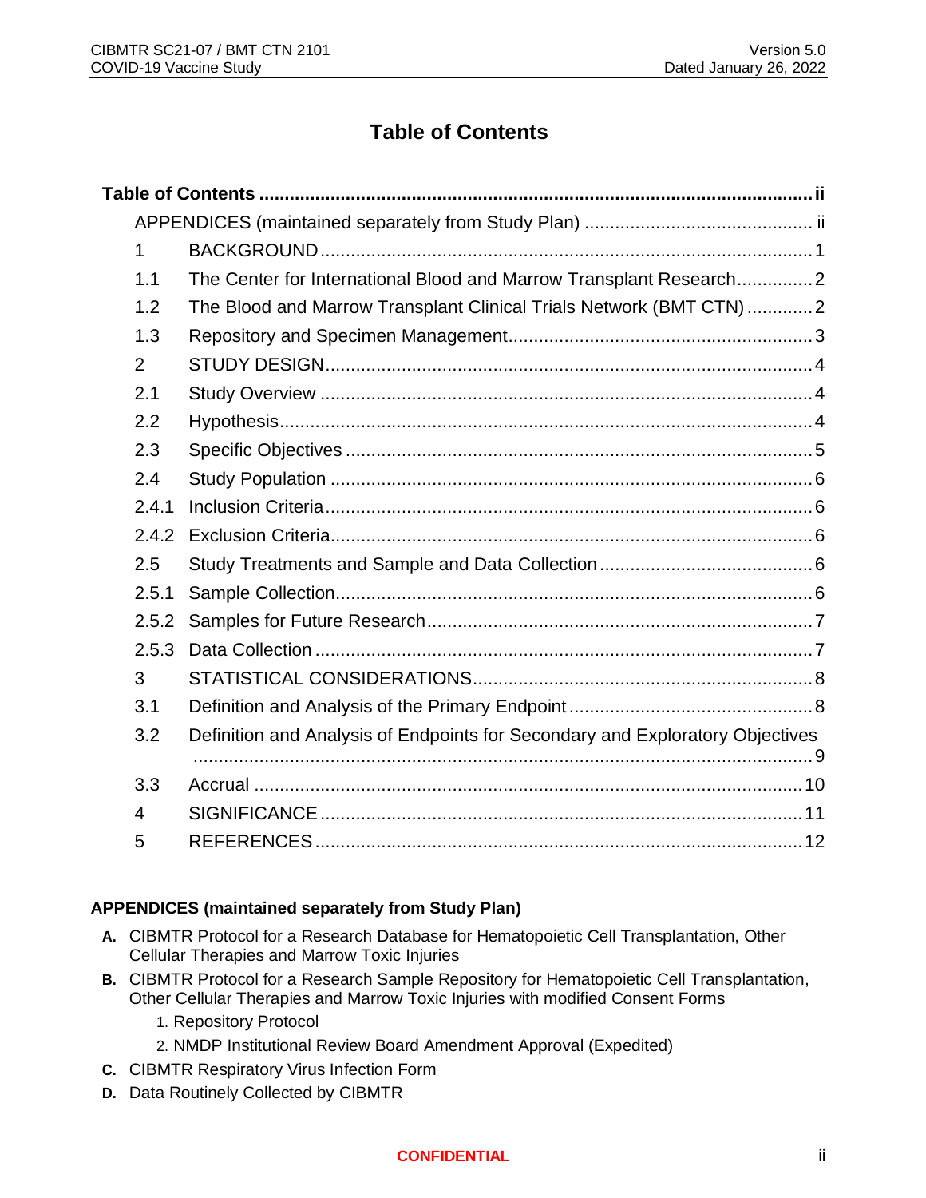# Table of Contents

| | | |
|---|---|---|
| **Table of Contents** | | **ii** |
| APPENDICES (maintained separately from Study Plan) | | ii |
| 1 | BACKGROUND | 1 |
| 1.1 | The Center for International Blood and Marrow Transplant Research | 2 |
| 1.2 | The Blood and Marrow Transplant Clinical Trials Network (BMT CTN) | 2 |
| 1.3 | Repository and Specimen Management | 3 |
| 2 | STUDY DESIGN | 4 |
| 2.1 | Study Overview | 4 |
| 2.2 | Hypothesis | 4 |
| 2.3 | Specific Objectives | 5 |
| 2.4 | Study Population | 6 |
| 2.4.1 | Inclusion Criteria | 6 |
| 2.4.2 | Exclusion Criteria | 6 |
| 2.5 | Study Treatments and Sample and Data Collection | 6 |
| 2.5.1 | Sample Collection | 6 |
| 2.5.2 | Samples for Future Research | 7 |
| 2.5.3 | Data Collection | 7 |
| 3 | STATISTICAL CONSIDERATIONS | 8 |
| 3.1 | Definition and Analysis of the Primary Endpoint | 8 |
| 3.2 | Definition and Analysis of Endpoints for Secondary and Exploratory Objectives | 9 |
| 3.3 | Accrual | 10 |
| 4 | SIGNIFICANCE | 11 |
| 5 | REFERENCES | 12 |

**APPENDICES (maintained separately from Study Plan)**

- **A.** CIBMTR Protocol for a Research Database for Hematopoietic Cell Transplantation, Other Cellular Therapies and Marrow Toxic Injuries
- **B.** CIBMTR Protocol for a Research Sample Repository for Hematopoietic Cell Transplantation, Other Cellular Therapies and Marrow Toxic Injuries with modified Consent Forms
  1. Repository Protocol
  2. NMDP Institutional Review Board Amendment Approval (Expedited)
- **C.** CIBMTR Respiratory Virus Infection Form
- **D.** Data Routinely Collected by CIBMTR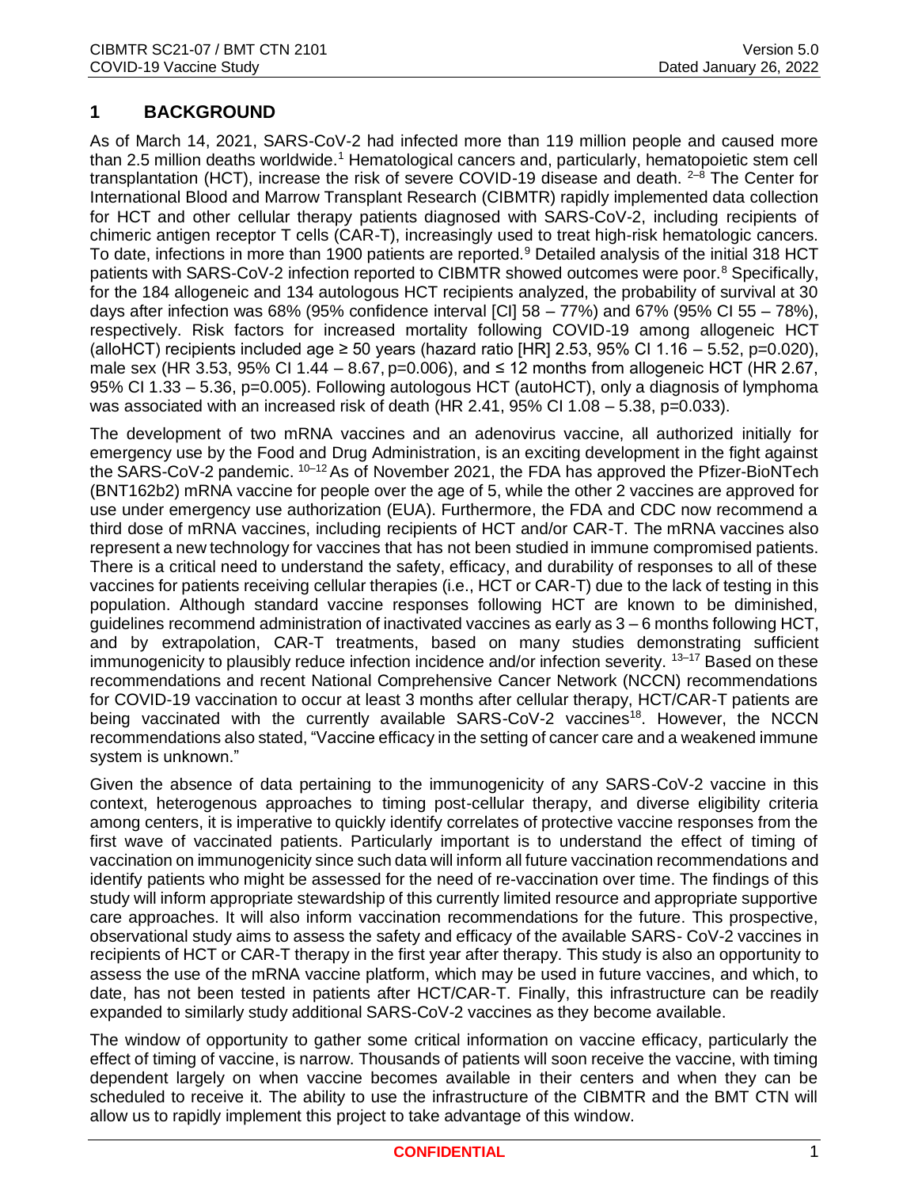# 1 BACKGROUND

As of March 14, 2021, SARS-CoV-2 had infected more than 119 million people and caused more than 2.5 million deaths worldwide.[1] Hematological cancers and, particularly, hematopoietic stem cell transplantation (HCT), increase the risk of severe COVID-19 disease and death. [2–8] The Center for International Blood and Marrow Transplant Research (CIBMTR) rapidly implemented data collection for HCT and other cellular therapy patients diagnosed with SARS-CoV-2, including recipients of chimeric antigen receptor T cells (CAR-T), increasingly used to treat high-risk hematologic cancers. To date, infections in more than 1900 patients are reported.[9] Detailed analysis of the initial 318 HCT patients with SARS-CoV-2 infection reported to CIBMTR showed outcomes were poor.[8] Specifically, for the 184 allogeneic and 134 autologous HCT recipients analyzed, the probability of survival at 30 days after infection was 68% (95% confidence interval [CI] 58 – 77%) and 67% (95% CI 55 – 78%), respectively. Risk factors for increased mortality following COVID-19 among allogeneic HCT (alloHCT) recipients included age ≥ 50 years (hazard ratio [HR] 2.53, 95% CI 1.16 – 5.52, p=0.020), male sex (HR 3.53, 95% CI 1.44 – 8.67, p=0.006), and ≤ 12 months from allogeneic HCT (HR 2.67, 95% CI 1.33 – 5.36, p=0.005). Following autologous HCT (autoHCT), only a diagnosis of lymphoma was associated with an increased risk of death (HR 2.41, 95% CI 1.08 – 5.38, p=0.033).

The development of two mRNA vaccines and an adenovirus vaccine, all authorized initially for emergency use by the Food and Drug Administration, is an exciting development in the fight against the SARS-CoV-2 pandemic. [10–12] As of November 2021, the FDA has approved the Pfizer-BioNTech (BNT162b2) mRNA vaccine for people over the age of 5, while the other 2 vaccines are approved for use under emergency use authorization (EUA). Furthermore, the FDA and CDC now recommend a third dose of mRNA vaccines, including recipients of HCT and/or CAR-T. The mRNA vaccines also represent a new technology for vaccines that has not been studied in immune compromised patients. There is a critical need to understand the safety, efficacy, and durability of responses to all of these vaccines for patients receiving cellular therapies (i.e., HCT or CAR-T) due to the lack of testing in this population. Although standard vaccine responses following HCT are known to be diminished, guidelines recommend administration of inactivated vaccines as early as 3 – 6 months following HCT, and by extrapolation, CAR-T treatments, based on many studies demonstrating sufficient immunogenicity to plausibly reduce infection incidence and/or infection severity. [13–17] Based on these recommendations and recent National Comprehensive Cancer Network (NCCN) recommendations for COVID-19 vaccination to occur at least 3 months after cellular therapy, HCT/CAR-T patients are being vaccinated with the currently available SARS-CoV-2 vaccines[18]. However, the NCCN recommendations also stated, "Vaccine efficacy in the setting of cancer care and a weakened immune system is unknown."

Given the absence of data pertaining to the immunogenicity of any SARS-CoV-2 vaccine in this context, heterogenous approaches to timing post-cellular therapy, and diverse eligibility criteria among centers, it is imperative to quickly identify correlates of protective vaccine responses from the first wave of vaccinated patients. Particularly important is to understand the effect of timing of vaccination on immunogenicity since such data will inform all future vaccination recommendations and identify patients who might be assessed for the need of re-vaccination over time. The findings of this study will inform appropriate stewardship of this currently limited resource and appropriate supportive care approaches. It will also inform vaccination recommendations for the future. This prospective, observational study aims to assess the safety and efficacy of the available SARS- CoV-2 vaccines in recipients of HCT or CAR-T therapy in the first year after therapy. This study is also an opportunity to assess the use of the mRNA vaccine platform, which may be used in future vaccines, and which, to date, has not been tested in patients after HCT/CAR-T. Finally, this infrastructure can be readily expanded to similarly study additional SARS-CoV-2 vaccines as they become available.

The window of opportunity to gather some critical information on vaccine efficacy, particularly the effect of timing of vaccine, is narrow. Thousands of patients will soon receive the vaccine, with timing dependent largely on when vaccine becomes available in their centers and when they can be scheduled to receive it. The ability to use the infrastructure of the CIBMTR and the BMT CTN will allow us to rapidly implement this project to take advantage of this window.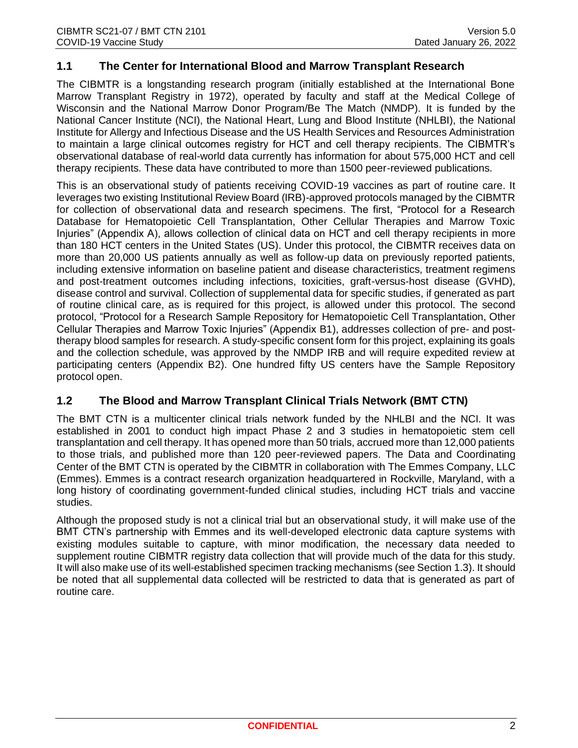## 1.1 The Center for International Blood and Marrow Transplant Research

The CIBMTR is a longstanding research program (initially established at the International Bone Marrow Transplant Registry in 1972), operated by faculty and staff at the Medical College of Wisconsin and the National Marrow Donor Program/Be The Match (NMDP). It is funded by the National Cancer Institute (NCI), the National Heart, Lung and Blood Institute (NHLBI), the National Institute for Allergy and Infectious Disease and the US Health Services and Resources Administration to maintain a large clinical outcomes registry for HCT and cell therapy recipients. The CIBMTR's observational database of real-world data currently has information for about 575,000 HCT and cell therapy recipients. These data have contributed to more than 1500 peer-reviewed publications.

This is an observational study of patients receiving COVID-19 vaccines as part of routine care. It leverages two existing Institutional Review Board (IRB)-approved protocols managed by the CIBMTR for collection of observational data and research specimens. The first, "Protocol for a Research Database for Hematopoietic Cell Transplantation, Other Cellular Therapies and Marrow Toxic Injuries" (Appendix A), allows collection of clinical data on HCT and cell therapy recipients in more than 180 HCT centers in the United States (US). Under this protocol, the CIBMTR receives data on more than 20,000 US patients annually as well as follow-up data on previously reported patients, including extensive information on baseline patient and disease characteristics, treatment regimens and post-treatment outcomes including infections, toxicities, graft-versus-host disease (GVHD), disease control and survival. Collection of supplemental data for specific studies, if generated as part of routine clinical care, as is required for this project, is allowed under this protocol. The second protocol, "Protocol for a Research Sample Repository for Hematopoietic Cell Transplantation, Other Cellular Therapies and Marrow Toxic Injuries" (Appendix B1), addresses collection of pre- and post-therapy blood samples for research. A study-specific consent form for this project, explaining its goals and the collection schedule, was approved by the NMDP IRB and will require expedited review at participating centers (Appendix B2). One hundred fifty US centers have the Sample Repository protocol open.

## 1.2 The Blood and Marrow Transplant Clinical Trials Network (BMT CTN)

The BMT CTN is a multicenter clinical trials network funded by the NHLBI and the NCI. It was established in 2001 to conduct high impact Phase 2 and 3 studies in hematopoietic stem cell transplantation and cell therapy. It has opened more than 50 trials, accrued more than 12,000 patients to those trials, and published more than 120 peer-reviewed papers. The Data and Coordinating Center of the BMT CTN is operated by the CIBMTR in collaboration with The Emmes Company, LLC (Emmes). Emmes is a contract research organization headquartered in Rockville, Maryland, with a long history of coordinating government-funded clinical studies, including HCT trials and vaccine studies.

Although the proposed study is not a clinical trial but an observational study, it will make use of the BMT CTN's partnership with Emmes and its well-developed electronic data capture systems with existing modules suitable to capture, with minor modification, the necessary data needed to supplement routine CIBMTR registry data collection that will provide much of the data for this study. It will also make use of its well-established specimen tracking mechanisms (see Section 1.3). It should be noted that all supplemental data collected will be restricted to data that is generated as part of routine care.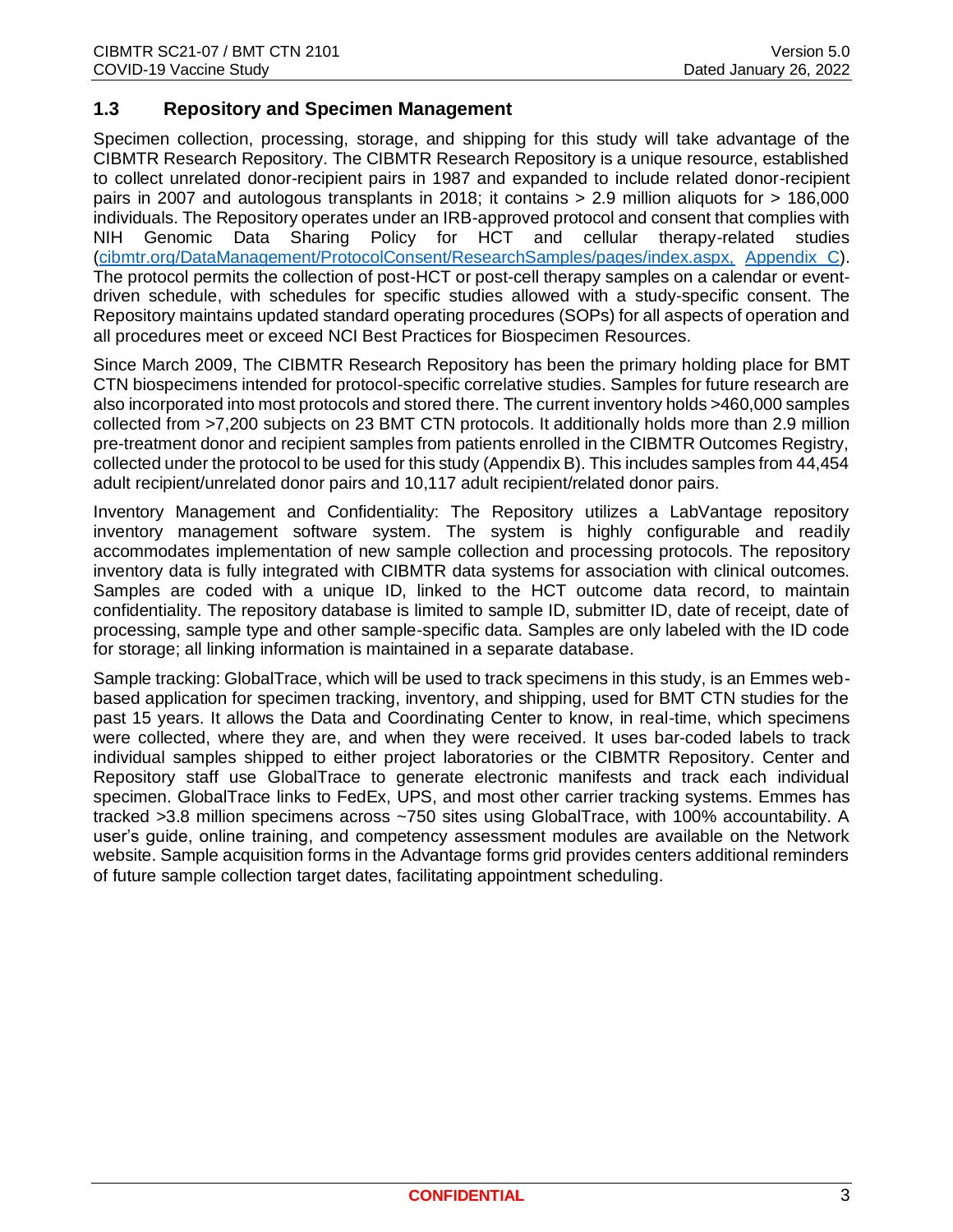## 1.3 Repository and Specimen Management

Specimen collection, processing, storage, and shipping for this study will take advantage of the CIBMTR Research Repository. The CIBMTR Research Repository is a unique resource, established to collect unrelated donor-recipient pairs in 1987 and expanded to include related donor-recipient pairs in 2007 and autologous transplants in 2018; it contains > 2.9 million aliquots for > 186,000 individuals. The Repository operates under an IRB-approved protocol and consent that complies with NIH Genomic Data Sharing Policy for HCT and cellular therapy-related studies (cibmtr.org/DataManagement/ProtocolConsent/ResearchSamples/pages/index.aspx, Appendix C). The protocol permits the collection of post-HCT or post-cell therapy samples on a calendar or event-driven schedule, with schedules for specific studies allowed with a study-specific consent. The Repository maintains updated standard operating procedures (SOPs) for all aspects of operation and all procedures meet or exceed NCI Best Practices for Biospecimen Resources.

Since March 2009, The CIBMTR Research Repository has been the primary holding place for BMT CTN biospecimens intended for protocol-specific correlative studies. Samples for future research are also incorporated into most protocols and stored there. The current inventory holds >460,000 samples collected from >7,200 subjects on 23 BMT CTN protocols. It additionally holds more than 2.9 million pre-treatment donor and recipient samples from patients enrolled in the CIBMTR Outcomes Registry, collected under the protocol to be used for this study (Appendix B). This includes samples from 44,454 adult recipient/unrelated donor pairs and 10,117 adult recipient/related donor pairs.

Inventory Management and Confidentiality: The Repository utilizes a LabVantage repository inventory management software system. The system is highly configurable and readily accommodates implementation of new sample collection and processing protocols. The repository inventory data is fully integrated with CIBMTR data systems for association with clinical outcomes. Samples are coded with a unique ID, linked to the HCT outcome data record, to maintain confidentiality. The repository database is limited to sample ID, submitter ID, date of receipt, date of processing, sample type and other sample-specific data. Samples are only labeled with the ID code for storage; all linking information is maintained in a separate database.

Sample tracking: GlobalTrace, which will be used to track specimens in this study, is an Emmes web-based application for specimen tracking, inventory, and shipping, used for BMT CTN studies for the past 15 years. It allows the Data and Coordinating Center to know, in real-time, which specimens were collected, where they are, and when they were received. It uses bar-coded labels to track individual samples shipped to either project laboratories or the CIBMTR Repository. Center and Repository staff use GlobalTrace to generate electronic manifests and track each individual specimen. GlobalTrace links to FedEx, UPS, and most other carrier tracking systems. Emmes has tracked >3.8 million specimens across ~750 sites using GlobalTrace, with 100% accountability. A user's guide, online training, and competency assessment modules are available on the Network website. Sample acquisition forms in the Advantage forms grid provides centers additional reminders of future sample collection target dates, facilitating appointment scheduling.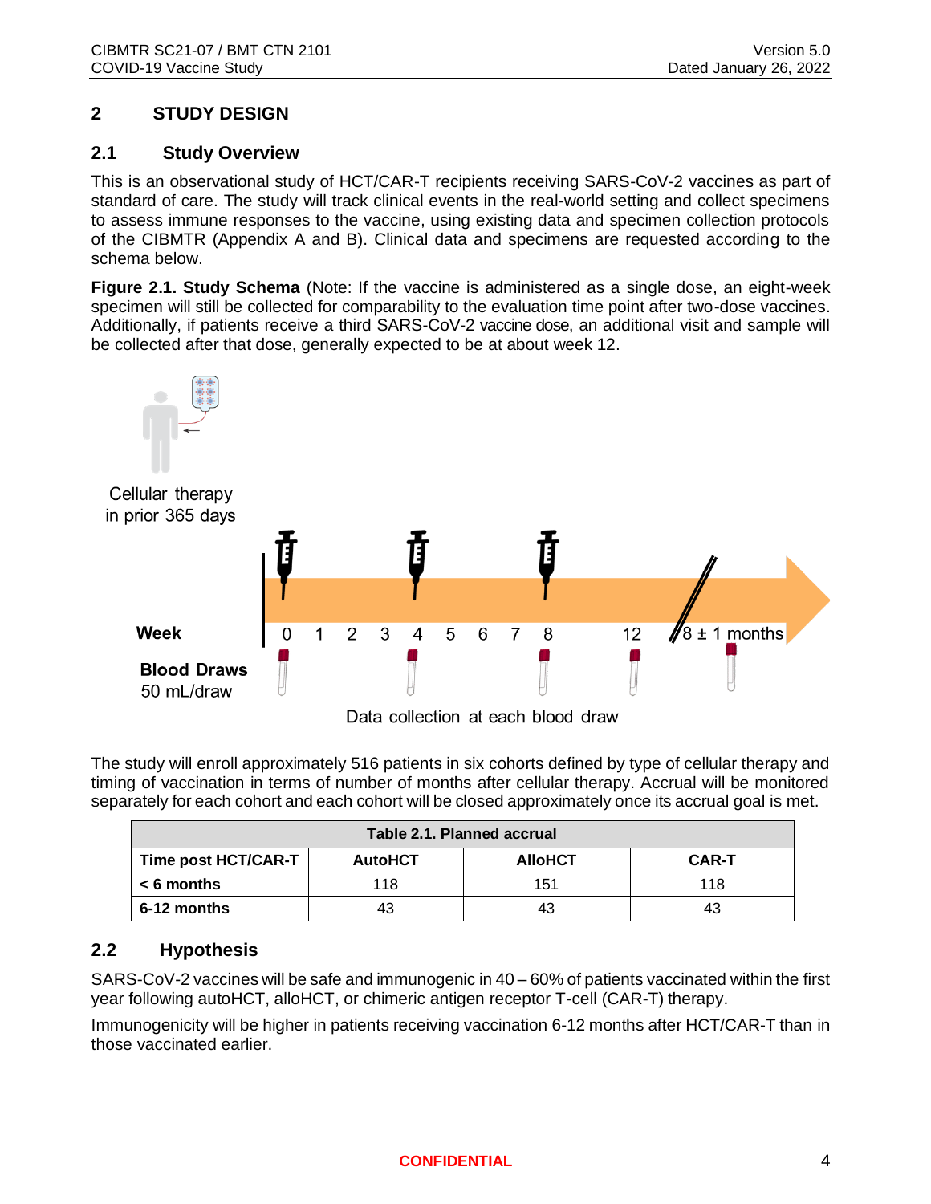## 2 STUDY DESIGN

### 2.1 Study Overview

This is an observational study of HCT/CAR-T recipients receiving SARS-CoV-2 vaccines as part of standard of care. The study will track clinical events in the real-world setting and collect specimens to assess immune responses to the vaccine, using existing data and specimen collection protocols of the CIBMTR (Appendix A and B). Clinical data and specimens are requested according to the schema below.

**Figure 2.1. Study Schema** (Note: If the vaccine is administered as a single dose, an eight-week specimen will still be collected for comparability to the evaluation time point after two-dose vaccines. Additionally, if patients receive a third SARS-CoV-2 vaccine dose, an additional visit and sample will be collected after that dose, generally expected to be at about week 12.

Cellular therapy in prior 365 days

**Week** 0 1 2 3 4 5 6 7 8 12 8 ± 1 months

**Blood Draws** 50 mL/draw

Data collection at each blood draw

The study will enroll approximately 516 patients in six cohorts defined by type of cellular therapy and timing of vaccination in terms of number of months after cellular therapy. Accrual will be monitored separately for each cohort and each cohort will be closed approximately once its accrual goal is met.

**Table 2.1. Planned accrual**

| Time post HCT/CAR-T | AutoHCT | AlloHCT | CAR-T |
|---|---|---|---|
| **< 6 months** | 118 | 151 | 118 |
| **6-12 months** | 43 | 43 | 43 |

### 2.2 Hypothesis

SARS-CoV-2 vaccines will be safe and immunogenic in 40 – 60% of patients vaccinated within the first year following autoHCT, alloHCT, or chimeric antigen receptor T-cell (CAR-T) therapy.

Immunogenicity will be higher in patients receiving vaccination 6-12 months after HCT/CAR-T than in those vaccinated earlier.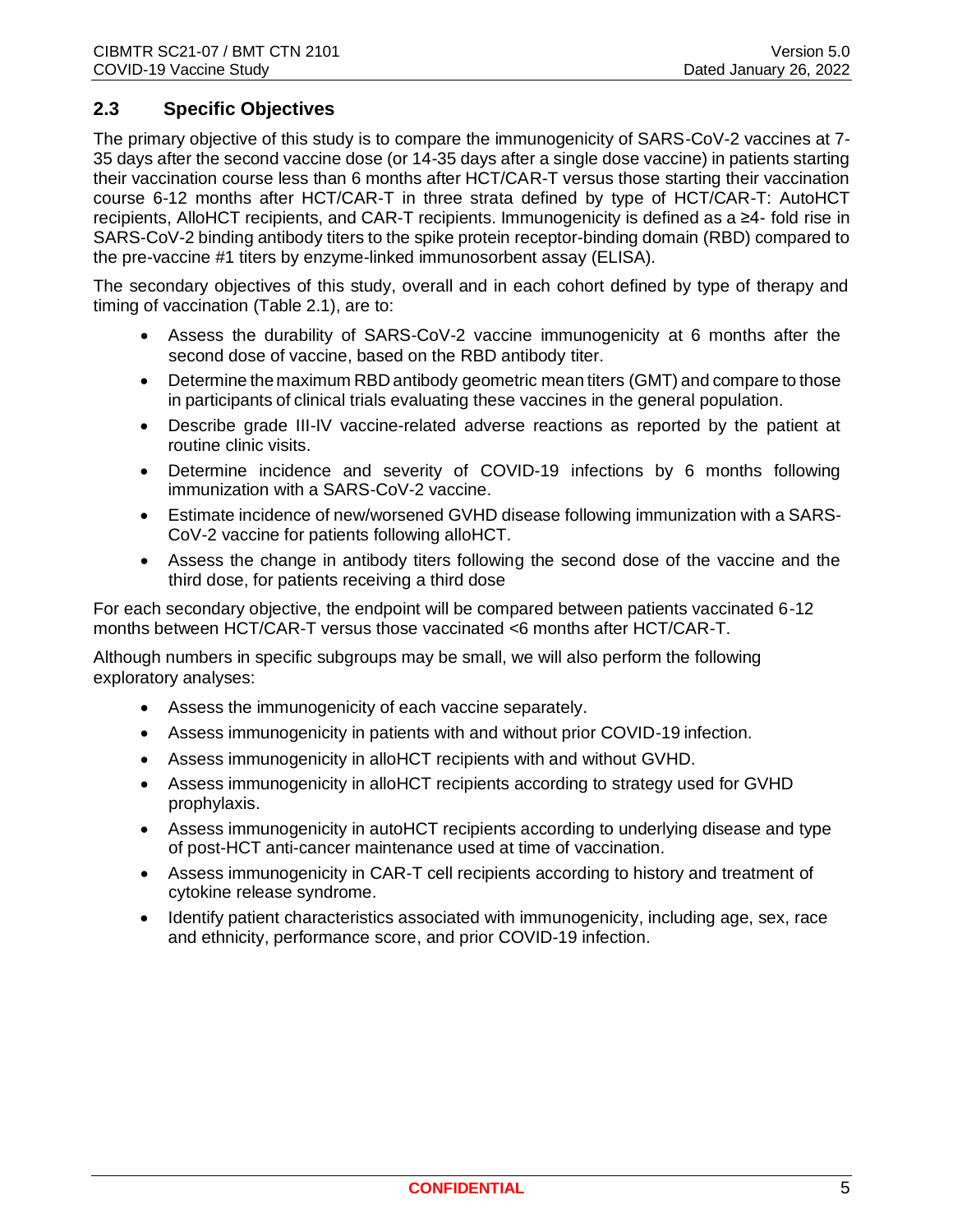## 2.3 Specific Objectives

The primary objective of this study is to compare the immunogenicity of SARS-CoV-2 vaccines at 7-35 days after the second vaccine dose (or 14-35 days after a single dose vaccine) in patients starting their vaccination course less than 6 months after HCT/CAR-T versus those starting their vaccination course 6-12 months after HCT/CAR-T in three strata defined by type of HCT/CAR-T: AutoHCT recipients, AlloHCT recipients, and CAR-T recipients. Immunogenicity is defined as a ≥4- fold rise in SARS-CoV-2 binding antibody titers to the spike protein receptor-binding domain (RBD) compared to the pre-vaccine #1 titers by enzyme-linked immunosorbent assay (ELISA).

The secondary objectives of this study, overall and in each cohort defined by type of therapy and timing of vaccination (Table 2.1), are to:

- Assess the durability of SARS-CoV-2 vaccine immunogenicity at 6 months after the second dose of vaccine, based on the RBD antibody titer.
- Determine the maximum RBD antibody geometric mean titers (GMT) and compare to those in participants of clinical trials evaluating these vaccines in the general population.
- Describe grade III-IV vaccine-related adverse reactions as reported by the patient at routine clinic visits.
- Determine incidence and severity of COVID-19 infections by 6 months following immunization with a SARS-CoV-2 vaccine.
- Estimate incidence of new/worsened GVHD disease following immunization with a SARS-CoV-2 vaccine for patients following alloHCT.
- Assess the change in antibody titers following the second dose of the vaccine and the third dose, for patients receiving a third dose

For each secondary objective, the endpoint will be compared between patients vaccinated 6-12 months between HCT/CAR-T versus those vaccinated <6 months after HCT/CAR-T.

Although numbers in specific subgroups may be small, we will also perform the following exploratory analyses:

- Assess the immunogenicity of each vaccine separately.
- Assess immunogenicity in patients with and without prior COVID-19 infection.
- Assess immunogenicity in alloHCT recipients with and without GVHD.
- Assess immunogenicity in alloHCT recipients according to strategy used for GVHD prophylaxis.
- Assess immunogenicity in autoHCT recipients according to underlying disease and type of post-HCT anti-cancer maintenance used at time of vaccination.
- Assess immunogenicity in CAR-T cell recipients according to history and treatment of cytokine release syndrome.
- Identify patient characteristics associated with immunogenicity, including age, sex, race and ethnicity, performance score, and prior COVID-19 infection.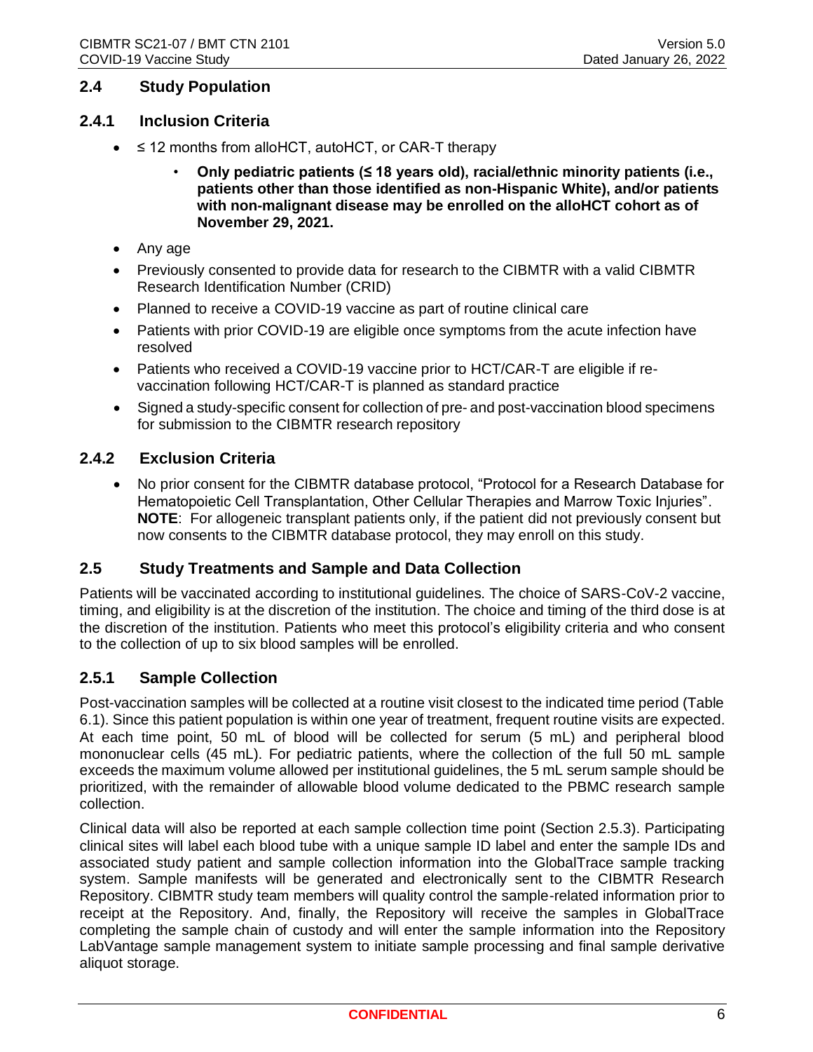## 2.4 Study Population

### 2.4.1 Inclusion Criteria

- ≤ 12 months from alloHCT, autoHCT, or CAR-T therapy
  - **Only pediatric patients (≤ 18 years old), racial/ethnic minority patients (i.e., patients other than those identified as non-Hispanic White), and/or patients with non-malignant disease may be enrolled on the alloHCT cohort as of November 29, 2021.**
- Any age
- Previously consented to provide data for research to the CIBMTR with a valid CIBMTR Research Identification Number (CRID)
- Planned to receive a COVID-19 vaccine as part of routine clinical care
- Patients with prior COVID-19 are eligible once symptoms from the acute infection have resolved
- Patients who received a COVID-19 vaccine prior to HCT/CAR-T are eligible if re-vaccination following HCT/CAR-T is planned as standard practice
- Signed a study-specific consent for collection of pre- and post-vaccination blood specimens for submission to the CIBMTR research repository

### 2.4.2 Exclusion Criteria

- No prior consent for the CIBMTR database protocol, "Protocol for a Research Database for Hematopoietic Cell Transplantation, Other Cellular Therapies and Marrow Toxic Injuries". **NOTE**: For allogeneic transplant patients only, if the patient did not previously consent but now consents to the CIBMTR database protocol, they may enroll on this study.

## 2.5 Study Treatments and Sample and Data Collection

Patients will be vaccinated according to institutional guidelines. The choice of SARS-CoV-2 vaccine, timing, and eligibility is at the discretion of the institution. The choice and timing of the third dose is at the discretion of the institution. Patients who meet this protocol's eligibility criteria and who consent to the collection of up to six blood samples will be enrolled.

### 2.5.1 Sample Collection

Post-vaccination samples will be collected at a routine visit closest to the indicated time period (Table 6.1). Since this patient population is within one year of treatment, frequent routine visits are expected. At each time point, 50 mL of blood will be collected for serum (5 mL) and peripheral blood mononuclear cells (45 mL). For pediatric patients, where the collection of the full 50 mL sample exceeds the maximum volume allowed per institutional guidelines, the 5 mL serum sample should be prioritized, with the remainder of allowable blood volume dedicated to the PBMC research sample collection.

Clinical data will also be reported at each sample collection time point (Section 2.5.3). Participating clinical sites will label each blood tube with a unique sample ID label and enter the sample IDs and associated study patient and sample collection information into the GlobalTrace sample tracking system. Sample manifests will be generated and electronically sent to the CIBMTR Research Repository. CIBMTR study team members will quality control the sample-related information prior to receipt at the Repository. And, finally, the Repository will receive the samples in GlobalTrace completing the sample chain of custody and will enter the sample information into the Repository LabVantage sample management system to initiate sample processing and final sample derivative aliquot storage.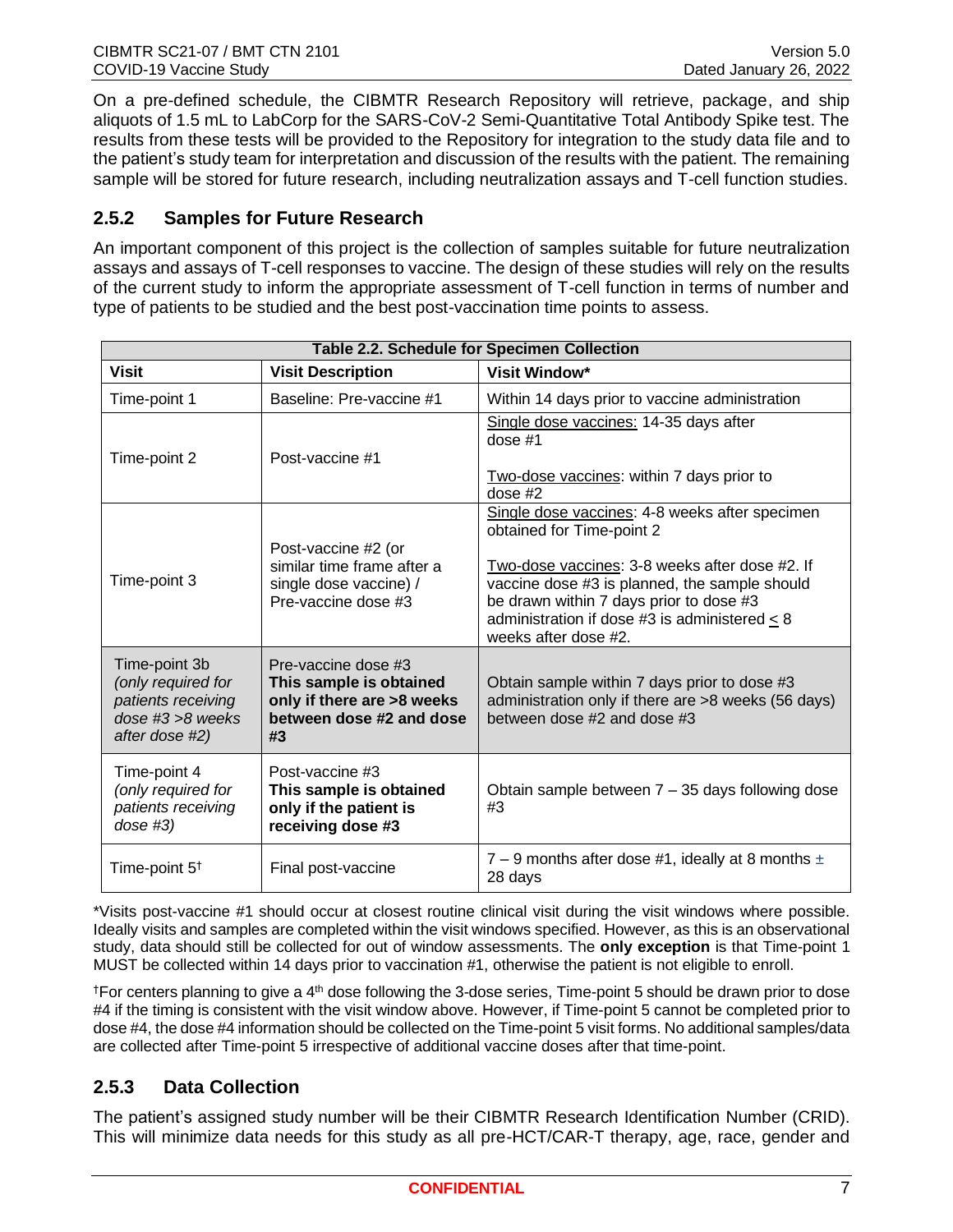On a pre-defined schedule, the CIBMTR Research Repository will retrieve, package, and ship aliquots of 1.5 mL to LabCorp for the SARS-CoV-2 Semi-Quantitative Total Antibody Spike test. The results from these tests will be provided to the Repository for integration to the study data file and to the patient's study team for interpretation and discussion of the results with the patient. The remaining sample will be stored for future research, including neutralization assays and T-cell function studies.

### 2.5.2 Samples for Future Research

An important component of this project is the collection of samples suitable for future neutralization assays and assays of T-cell responses to vaccine. The design of these studies will rely on the results of the current study to inform the appropriate assessment of T-cell function in terms of number and type of patients to be studied and the best post-vaccination time points to assess.

**Table 2.2. Schedule for Specimen Collection**

| Visit | Visit Description | Visit Window* |
|---|---|---|
| Time-point 1 | Baseline: Pre-vaccine #1 | Within 14 days prior to vaccine administration |
| Time-point 2 | Post-vaccine #1 | <u>Single dose vaccines:</u> 14-35 days after dose #1<br><br><u>Two-dose vaccines</u>: within 7 days prior to dose #2 |
| Time-point 3 | Post-vaccine #2 (or similar time frame after a single dose vaccine) / Pre-vaccine dose #3 | <u>Single dose vaccines</u>: 4-8 weeks after specimen obtained for Time-point 2<br><br><u>Two-dose vaccines</u>: 3-8 weeks after dose #2. If vaccine dose #3 is planned, the sample should be drawn within 7 days prior to dose #3 administration if dose #3 is administered ≤ 8 weeks after dose #2. |
| Time-point 3b *(only required for patients receiving dose #3 >8 weeks after dose #2)* | Pre-vaccine dose #3 **This sample is obtained only if there are >8 weeks between dose #2 and dose #3** | Obtain sample within 7 days prior to dose #3 administration only if there are >8 weeks (56 days) between dose #2 and dose #3 |
| Time-point 4 *(only required for patients receiving dose #3)* | Post-vaccine #3 **This sample is obtained only if the patient is receiving dose #3** | Obtain sample between 7 – 35 days following dose #3 |
| Time-point 5† | Final post-vaccine | 7 – 9 months after dose #1, ideally at 8 months ± 28 days |

*Visits post-vaccine #1 should occur at closest routine clinical visit during the visit windows where possible. Ideally visits and samples are completed within the visit windows specified. However, as this is an observational study, data should still be collected for out of window assessments. The **only exception** is that Time-point 1 MUST be collected within 14 days prior to vaccination #1, otherwise the patient is not eligible to enroll.

†For centers planning to give a 4th dose following the 3-dose series, Time-point 5 should be drawn prior to dose #4 if the timing is consistent with the visit window above. However, if Time-point 5 cannot be completed prior to dose #4, the dose #4 information should be collected on the Time-point 5 visit forms. No additional samples/data are collected after Time-point 5 irrespective of additional vaccine doses after that time-point.

### 2.5.3 Data Collection

The patient's assigned study number will be their CIBMTR Research Identification Number (CRID). This will minimize data needs for this study as all pre-HCT/CAR-T therapy, age, race, gender and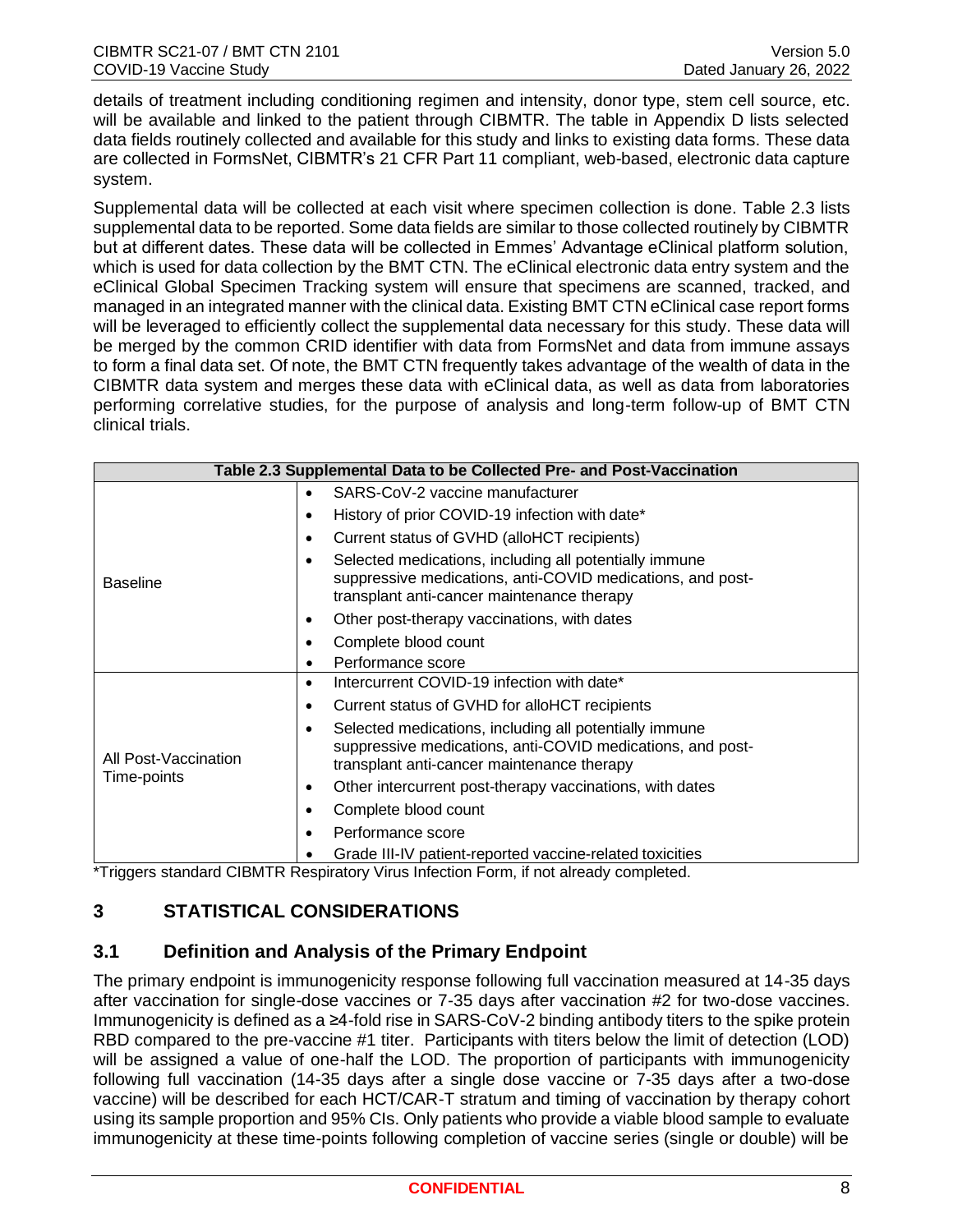details of treatment including conditioning regimen and intensity, donor type, stem cell source, etc. will be available and linked to the patient through CIBMTR. The table in Appendix D lists selected data fields routinely collected and available for this study and links to existing data forms. These data are collected in FormsNet, CIBMTR's 21 CFR Part 11 compliant, web-based, electronic data capture system.

Supplemental data will be collected at each visit where specimen collection is done. Table 2.3 lists supplemental data to be reported. Some data fields are similar to those collected routinely by CIBMTR but at different dates. These data will be collected in Emmes' Advantage eClinical platform solution, which is used for data collection by the BMT CTN. The eClinical electronic data entry system and the eClinical Global Specimen Tracking system will ensure that specimens are scanned, tracked, and managed in an integrated manner with the clinical data. Existing BMT CTN eClinical case report forms will be leveraged to efficiently collect the supplemental data necessary for this study. These data will be merged by the common CRID identifier with data from FormsNet and data from immune assays to form a final data set. Of note, the BMT CTN frequently takes advantage of the wealth of data in the CIBMTR data system and merges these data with eClinical data, as well as data from laboratories performing correlative studies, for the purpose of analysis and long-term follow-up of BMT CTN clinical trials.

| Table 2.3 Supplemental Data to be Collected Pre- and Post-Vaccination | |
|---|---|
| Baseline | • SARS-CoV-2 vaccine manufacturer<br>• History of prior COVID-19 infection with date*<br>• Current status of GVHD (alloHCT recipients)<br>• Selected medications, including all potentially immune suppressive medications, anti-COVID medications, and post-transplant anti-cancer maintenance therapy<br>• Other post-therapy vaccinations, with dates<br>• Complete blood count<br>• Performance score |
| All Post-Vaccination Time-points | • Intercurrent COVID-19 infection with date*<br>• Current status of GVHD for alloHCT recipients<br>• Selected medications, including all potentially immune suppressive medications, anti-COVID medications, and post-transplant anti-cancer maintenance therapy<br>• Other intercurrent post-therapy vaccinations, with dates<br>• Complete blood count<br>• Performance score<br>• Grade III-IV patient-reported vaccine-related toxicities |

*Triggers standard CIBMTR Respiratory Virus Infection Form, if not already completed.

# 3 STATISTICAL CONSIDERATIONS

## 3.1 Definition and Analysis of the Primary Endpoint

The primary endpoint is immunogenicity response following full vaccination measured at 14-35 days after vaccination for single-dose vaccines or 7-35 days after vaccination #2 for two-dose vaccines. Immunogenicity is defined as a ≥4-fold rise in SARS-CoV-2 binding antibody titers to the spike protein RBD compared to the pre-vaccine #1 titer. Participants with titers below the limit of detection (LOD) will be assigned a value of one-half the LOD. The proportion of participants with immunogenicity following full vaccination (14-35 days after a single dose vaccine or 7-35 days after a two-dose vaccine) will be described for each HCT/CAR-T stratum and timing of vaccination by therapy cohort using its sample proportion and 95% CIs. Only patients who provide a viable blood sample to evaluate immunogenicity at these time-points following completion of vaccine series (single or double) will be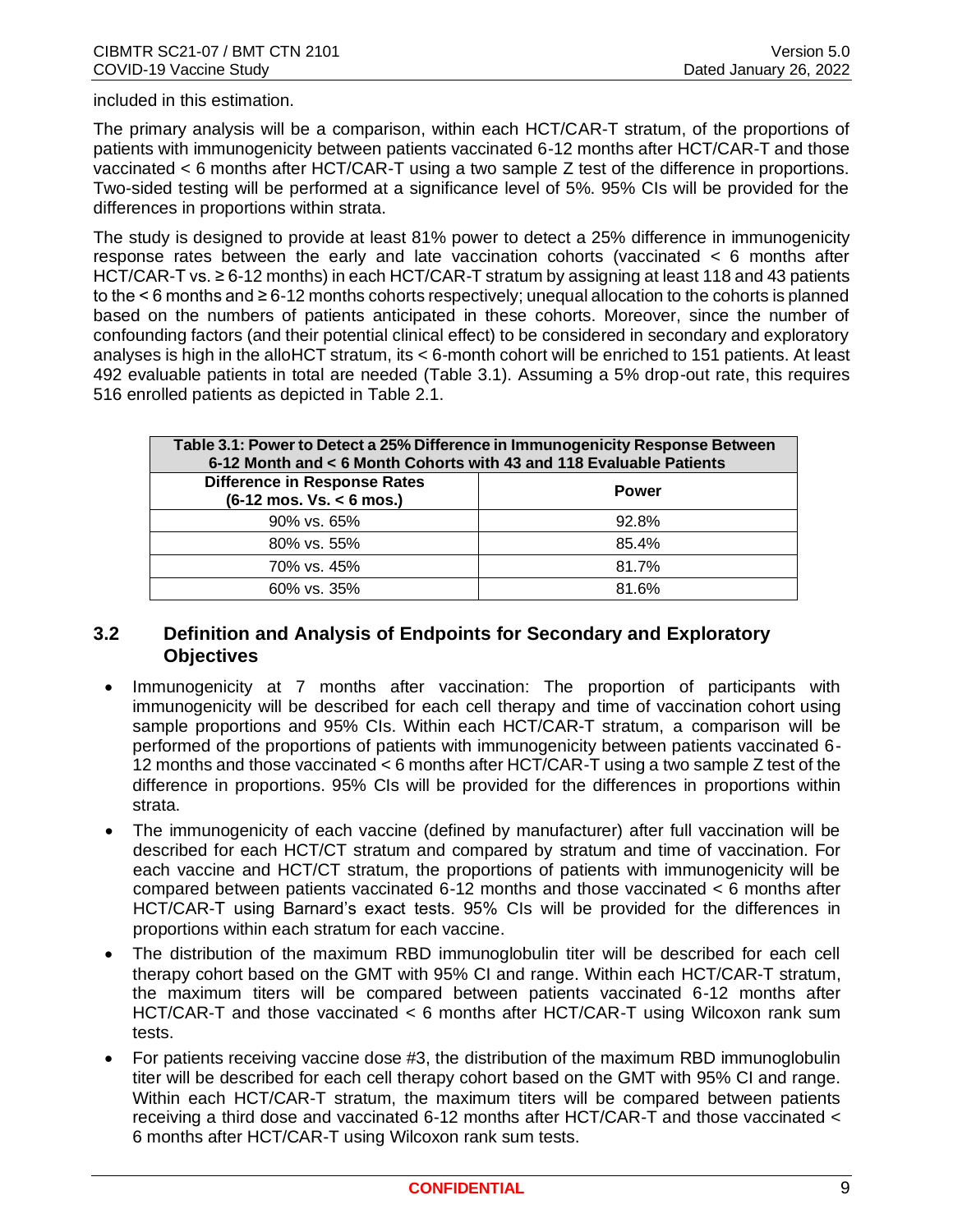included in this estimation.

The primary analysis will be a comparison, within each HCT/CAR-T stratum, of the proportions of patients with immunogenicity between patients vaccinated 6-12 months after HCT/CAR-T and those vaccinated < 6 months after HCT/CAR-T using a two sample Z test of the difference in proportions. Two-sided testing will be performed at a significance level of 5%. 95% CIs will be provided for the differences in proportions within strata.

The study is designed to provide at least 81% power to detect a 25% difference in immunogenicity response rates between the early and late vaccination cohorts (vaccinated < 6 months after HCT/CAR-T vs. ≥ 6-12 months) in each HCT/CAR-T stratum by assigning at least 118 and 43 patients to the < 6 months and ≥ 6-12 months cohorts respectively; unequal allocation to the cohorts is planned based on the numbers of patients anticipated in these cohorts. Moreover, since the number of confounding factors (and their potential clinical effect) to be considered in secondary and exploratory analyses is high in the alloHCT stratum, its < 6-month cohort will be enriched to 151 patients. At least 492 evaluable patients in total are needed (Table 3.1). Assuming a 5% drop-out rate, this requires 516 enrolled patients as depicted in Table 2.1.

**Table 3.1: Power to Detect a 25% Difference in Immunogenicity Response Between 6-12 Month and < 6 Month Cohorts with 43 and 118 Evaluable Patients**

| Difference in Response Rates (6-12 mos. Vs. < 6 mos.) | Power |
|---|---|
| 90% vs. 65% | 92.8% |
| 80% vs. 55% | 85.4% |
| 70% vs. 45% | 81.7% |
| 60% vs. 35% | 81.6% |

## 3.2 Definition and Analysis of Endpoints for Secondary and Exploratory Objectives

- Immunogenicity at 7 months after vaccination: The proportion of participants with immunogenicity will be described for each cell therapy and time of vaccination cohort using sample proportions and 95% CIs. Within each HCT/CAR-T stratum, a comparison will be performed of the proportions of patients with immunogenicity between patients vaccinated 6-12 months and those vaccinated < 6 months after HCT/CAR-T using a two sample Z test of the difference in proportions. 95% CIs will be provided for the differences in proportions within strata.
- The immunogenicity of each vaccine (defined by manufacturer) after full vaccination will be described for each HCT/CT stratum and compared by stratum and time of vaccination. For each vaccine and HCT/CT stratum, the proportions of patients with immunogenicity will be compared between patients vaccinated 6-12 months and those vaccinated < 6 months after HCT/CAR-T using Barnard's exact tests. 95% CIs will be provided for the differences in proportions within each stratum for each vaccine.
- The distribution of the maximum RBD immunoglobulin titer will be described for each cell therapy cohort based on the GMT with 95% CI and range. Within each HCT/CAR-T stratum, the maximum titers will be compared between patients vaccinated 6-12 months after HCT/CAR-T and those vaccinated < 6 months after HCT/CAR-T using Wilcoxon rank sum tests.
- For patients receiving vaccine dose #3, the distribution of the maximum RBD immunoglobulin titer will be described for each cell therapy cohort based on the GMT with 95% CI and range. Within each HCT/CAR-T stratum, the maximum titers will be compared between patients receiving a third dose and vaccinated 6-12 months after HCT/CAR-T and those vaccinated < 6 months after HCT/CAR-T using Wilcoxon rank sum tests.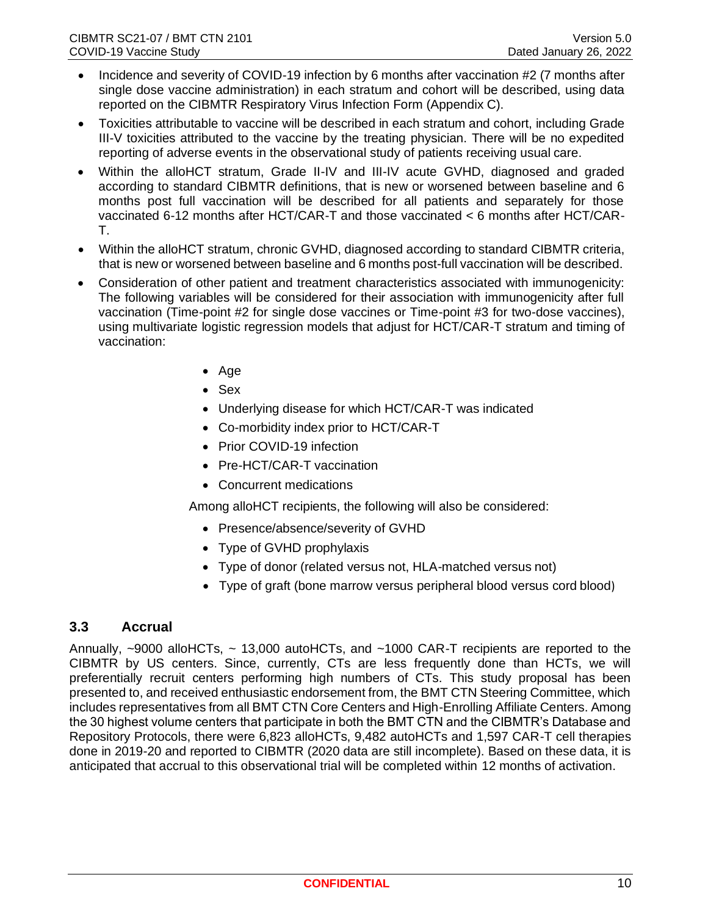- Incidence and severity of COVID-19 infection by 6 months after vaccination #2 (7 months after single dose vaccine administration) in each stratum and cohort will be described, using data reported on the CIBMTR Respiratory Virus Infection Form (Appendix C).
- Toxicities attributable to vaccine will be described in each stratum and cohort, including Grade III-V toxicities attributed to the vaccine by the treating physician. There will be no expedited reporting of adverse events in the observational study of patients receiving usual care.
- Within the alloHCT stratum, Grade II-IV and III-IV acute GVHD, diagnosed and graded according to standard CIBMTR definitions, that is new or worsened between baseline and 6 months post full vaccination will be described for all patients and separately for those vaccinated 6-12 months after HCT/CAR-T and those vaccinated < 6 months after HCT/CAR-T.
- Within the alloHCT stratum, chronic GVHD, diagnosed according to standard CIBMTR criteria, that is new or worsened between baseline and 6 months post-full vaccination will be described.
- Consideration of other patient and treatment characteristics associated with immunogenicity: The following variables will be considered for their association with immunogenicity after full vaccination (Time-point #2 for single dose vaccines or Time-point #3 for two-dose vaccines), using multivariate logistic regression models that adjust for HCT/CAR-T stratum and timing of vaccination:
    - Age
    - Sex
    - Underlying disease for which HCT/CAR-T was indicated
    - Co-morbidity index prior to HCT/CAR-T
    - Prior COVID-19 infection
    - Pre-HCT/CAR-T vaccination
    - Concurrent medications

    Among alloHCT recipients, the following will also be considered:

    - Presence/absence/severity of GVHD
    - Type of GVHD prophylaxis
    - Type of donor (related versus not, HLA-matched versus not)
    - Type of graft (bone marrow versus peripheral blood versus cord blood)

## 3.3 Accrual

Annually, ~9000 alloHCTs, ~ 13,000 autoHCTs, and ~1000 CAR-T recipients are reported to the CIBMTR by US centers. Since, currently, CTs are less frequently done than HCTs, we will preferentially recruit centers performing high numbers of CTs. This study proposal has been presented to, and received enthusiastic endorsement from, the BMT CTN Steering Committee, which includes representatives from all BMT CTN Core Centers and High-Enrolling Affiliate Centers. Among the 30 highest volume centers that participate in both the BMT CTN and the CIBMTR's Database and Repository Protocols, there were 6,823 alloHCTs, 9,482 autoHCTs and 1,597 CAR-T cell therapies done in 2019-20 and reported to CIBMTR (2020 data are still incomplete). Based on these data, it is anticipated that accrual to this observational trial will be completed within 12 months of activation.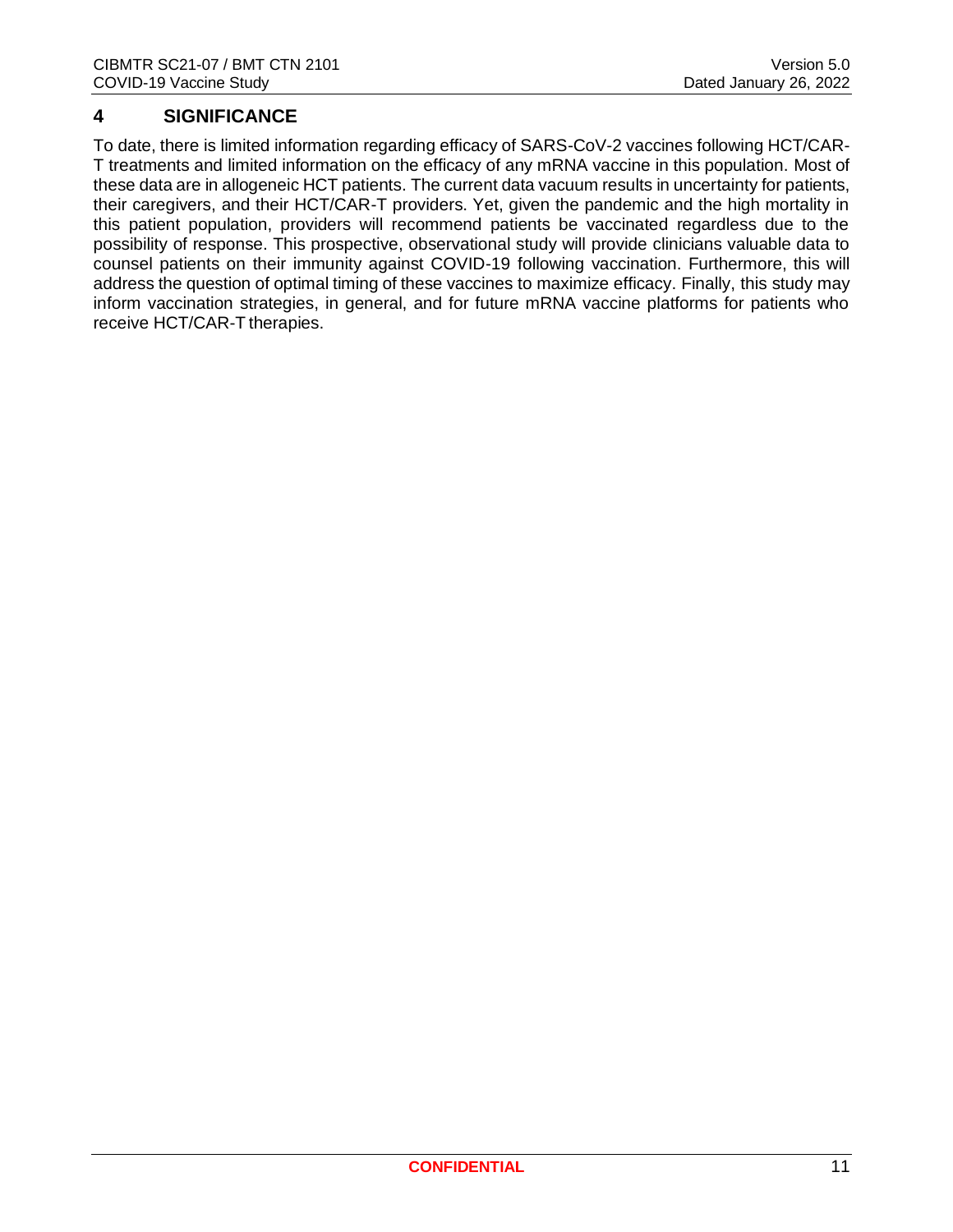# 4 SIGNIFICANCE

To date, there is limited information regarding efficacy of SARS-CoV-2 vaccines following HCT/CAR-T treatments and limited information on the efficacy of any mRNA vaccine in this population. Most of these data are in allogeneic HCT patients. The current data vacuum results in uncertainty for patients, their caregivers, and their HCT/CAR-T providers. Yet, given the pandemic and the high mortality in this patient population, providers will recommend patients be vaccinated regardless due to the possibility of response. This prospective, observational study will provide clinicians valuable data to counsel patients on their immunity against COVID-19 following vaccination. Furthermore, this will address the question of optimal timing of these vaccines to maximize efficacy. Finally, this study may inform vaccination strategies, in general, and for future mRNA vaccine platforms for patients who receive HCT/CAR-T therapies.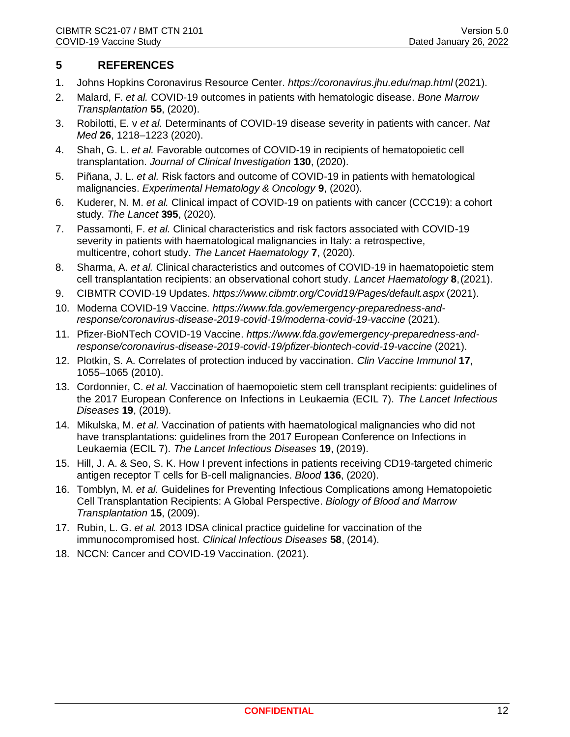# 5 REFERENCES

1. Johns Hopkins Coronavirus Resource Center. *https://coronavirus.jhu.edu/map.html* (2021).
2. Malard, F. *et al.* COVID-19 outcomes in patients with hematologic disease. *Bone Marrow Transplantation* **55**, (2020).
3. Robilotti, E. v *et al.* Determinants of COVID-19 disease severity in patients with cancer. *Nat Med* **26**, 1218–1223 (2020).
4. Shah, G. L. *et al.* Favorable outcomes of COVID-19 in recipients of hematopoietic cell transplantation. *Journal of Clinical Investigation* **130**, (2020).
5. Piñana, J. L. *et al.* Risk factors and outcome of COVID-19 in patients with hematological malignancies. *Experimental Hematology & Oncology* **9**, (2020).
6. Kuderer, N. M. *et al.* Clinical impact of COVID-19 on patients with cancer (CCC19): a cohort study. *The Lancet* **395**, (2020).
7. Passamonti, F. *et al.* Clinical characteristics and risk factors associated with COVID-19 severity in patients with haematological malignancies in Italy: a retrospective, multicentre, cohort study. *The Lancet Haematology* **7**, (2020).
8. Sharma, A. *et al.* Clinical characteristics and outcomes of COVID-19 in haematopoietic stem cell transplantation recipients: an observational cohort study. *Lancet Haematology* **8**, (2021).
9. CIBMTR COVID-19 Updates. *https://www.cibmtr.org/Covid19/Pages/default.aspx* (2021).
10. Moderna COVID-19 Vaccine. *https://www.fda.gov/emergency-preparedness-and-response/coronavirus-disease-2019-covid-19/moderna-covid-19-vaccine* (2021).
11. Pfizer-BioNTech COVID-19 Vaccine. *https://www.fda.gov/emergency-preparedness-and-response/coronavirus-disease-2019-covid-19/pfizer-biontech-covid-19-vaccine* (2021).
12. Plotkin, S. A. Correlates of protection induced by vaccination. *Clin Vaccine Immunol* **17**, 1055–1065 (2010).
13. Cordonnier, C. *et al.* Vaccination of haemopoietic stem cell transplant recipients: guidelines of the 2017 European Conference on Infections in Leukaemia (ECIL 7). *The Lancet Infectious Diseases* **19**, (2019).
14. Mikulska, M. *et al.* Vaccination of patients with haematological malignancies who did not have transplantations: guidelines from the 2017 European Conference on Infections in Leukaemia (ECIL 7). *The Lancet Infectious Diseases* **19**, (2019).
15. Hill, J. A. & Seo, S. K. How I prevent infections in patients receiving CD19-targeted chimeric antigen receptor T cells for B-cell malignancies. *Blood* **136**, (2020).
16. Tomblyn, M. *et al.* Guidelines for Preventing Infectious Complications among Hematopoietic Cell Transplantation Recipients: A Global Perspective. *Biology of Blood and Marrow Transplantation* **15**, (2009).
17. Rubin, L. G. *et al.* 2013 IDSA clinical practice guideline for vaccination of the immunocompromised host. *Clinical Infectious Diseases* **58**, (2014).
18. NCCN: Cancer and COVID-19 Vaccination. (2021).